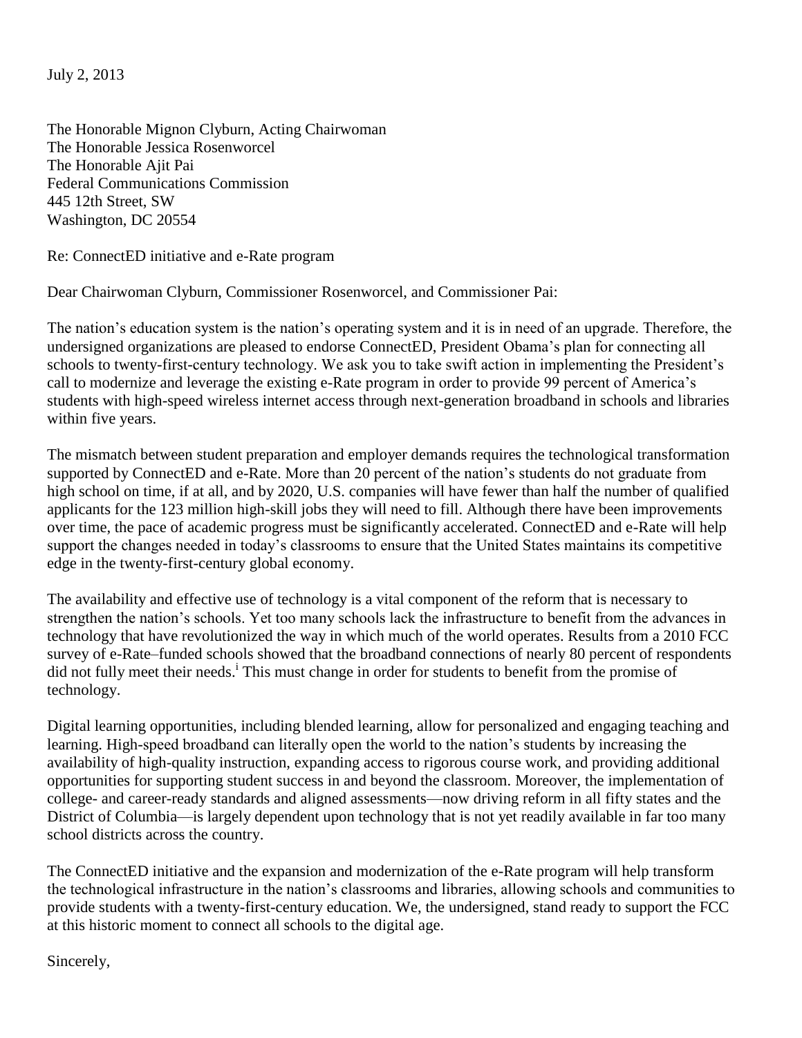July 2, 2013

The Honorable Mignon Clyburn, Acting Chairwoman
The Honorable Jessica Rosenworcel
The Honorable Ajit Pai
Federal Communications Commission
445 12th Street, SW
Washington, DC 20554

Re: ConnectED initiative and e-Rate program

Dear Chairwoman Clyburn, Commissioner Rosenworcel, and Commissioner Pai:

The nation's education system is the nation's operating system and it is in need of an upgrade. Therefore, the undersigned organizations are pleased to endorse ConnectED, President Obama's plan for connecting all schools to twenty-first-century technology. We ask you to take swift action in implementing the President's call to modernize and leverage the existing e-Rate program in order to provide 99 percent of America's students with high-speed wireless internet access through next-generation broadband in schools and libraries within five years.

The mismatch between student preparation and employer demands requires the technological transformation supported by ConnectED and e-Rate. More than 20 percent of the nation's students do not graduate from high school on time, if at all, and by 2020, U.S. companies will have fewer than half the number of qualified applicants for the 123 million high-skill jobs they will need to fill. Although there have been improvements over time, the pace of academic progress must be significantly accelerated. ConnectED and e-Rate will help support the changes needed in today's classrooms to ensure that the United States maintains its competitive edge in the twenty-first-century global economy.

The availability and effective use of technology is a vital component of the reform that is necessary to strengthen the nation's schools. Yet too many schools lack the infrastructure to benefit from the advances in technology that have revolutionized the way in which much of the world operates. Results from a 2010 FCC survey of e-Rate–funded schools showed that the broadband connections of nearly 80 percent of respondents did not fully meet their needs.[i] This must change in order for students to benefit from the promise of technology.

Digital learning opportunities, including blended learning, allow for personalized and engaging teaching and learning. High-speed broadband can literally open the world to the nation's students by increasing the availability of high-quality instruction, expanding access to rigorous course work, and providing additional opportunities for supporting student success in and beyond the classroom. Moreover, the implementation of college- and career-ready standards and aligned assessments—now driving reform in all fifty states and the District of Columbia—is largely dependent upon technology that is not yet readily available in far too many school districts across the country.

The ConnectED initiative and the expansion and modernization of the e-Rate program will help transform the technological infrastructure in the nation's classrooms and libraries, allowing schools and communities to provide students with a twenty-first-century education. We, the undersigned, stand ready to support the FCC at this historic moment to connect all schools to the digital age.

Sincerely,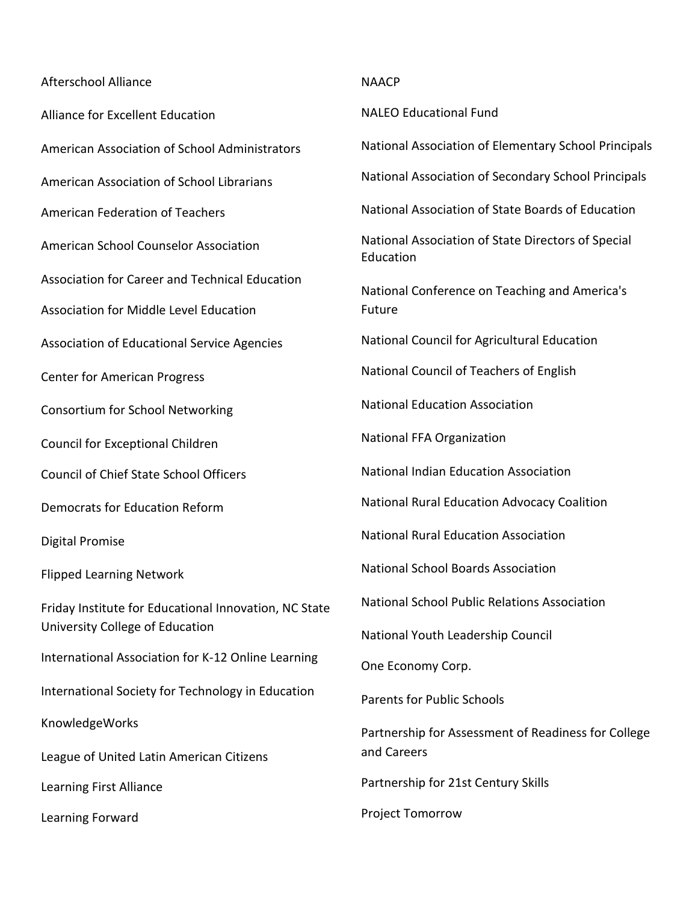Afterschool Alliance

Alliance for Excellent Education

American Association of School Administrators

American Association of School Librarians

American Federation of Teachers

American School Counselor Association

Association for Career and Technical Education

Association for Middle Level Education

Association of Educational Service Agencies

Center for American Progress

Consortium for School Networking

Council for Exceptional Children

Council of Chief State School Officers

Democrats for Education Reform

Digital Promise

Flipped Learning Network

Friday Institute for Educational Innovation, NC State University College of Education

International Association for K-12 Online Learning

International Society for Technology in Education

KnowledgeWorks

League of United Latin American Citizens

Learning First Alliance

Learning Forward

NAACP

NALEO Educational Fund

National Association of Elementary School Principals

National Association of Secondary School Principals

National Association of State Boards of Education

National Association of State Directors of Special Education

National Conference on Teaching and America's Future

National Council for Agricultural Education

National Council of Teachers of English

National Education Association

National FFA Organization

National Indian Education Association

National Rural Education Advocacy Coalition

National Rural Education Association

National School Boards Association

National School Public Relations Association

National Youth Leadership Council

One Economy Corp.

Parents for Public Schools

Partnership for Assessment of Readiness for College and Careers

Partnership for 21st Century Skills

Project Tomorrow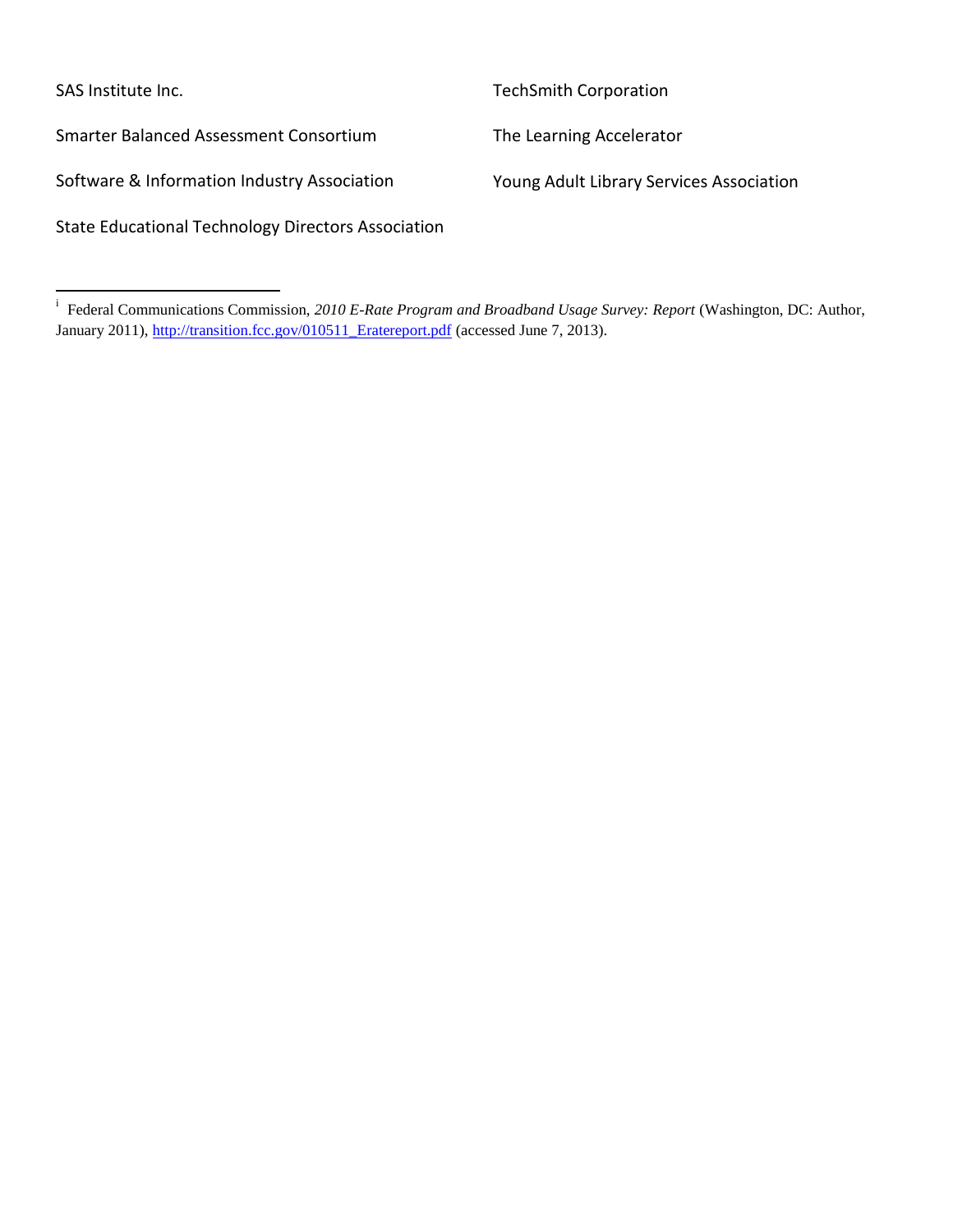SAS Institute Inc.

Smarter Balanced Assessment Consortium

Software & Information Industry Association

State Educational Technology Directors Association

TechSmith Corporation

The Learning Accelerator

Young Adult Library Services Association

---

[i] Federal Communications Commission, *2010 E-Rate Program and Broadband Usage Survey: Report* (Washington, DC: Author, January 2011), http://transition.fcc.gov/010511_Eratereport.pdf (accessed June 7, 2013).